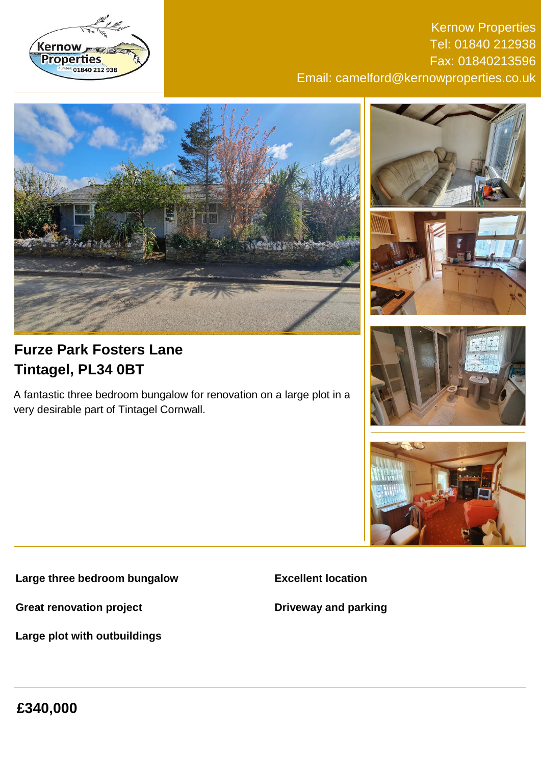Kernow Properties
Tel: 01840 212938
Fax: 01840213596
Email: camelford@kernowproperties.co.uk

## Furze Park Fosters Lane
## Tintagel, PL34 0BT

A fantastic three bedroom bungalow for renovation on a large plot in a very desirable part of Tintagel Cornwall.

**Large three bedroom bungalow**

**Great renovation project**

**Large plot with outbuildings**

**Excellent location**

**Driveway and parking**

## £340,000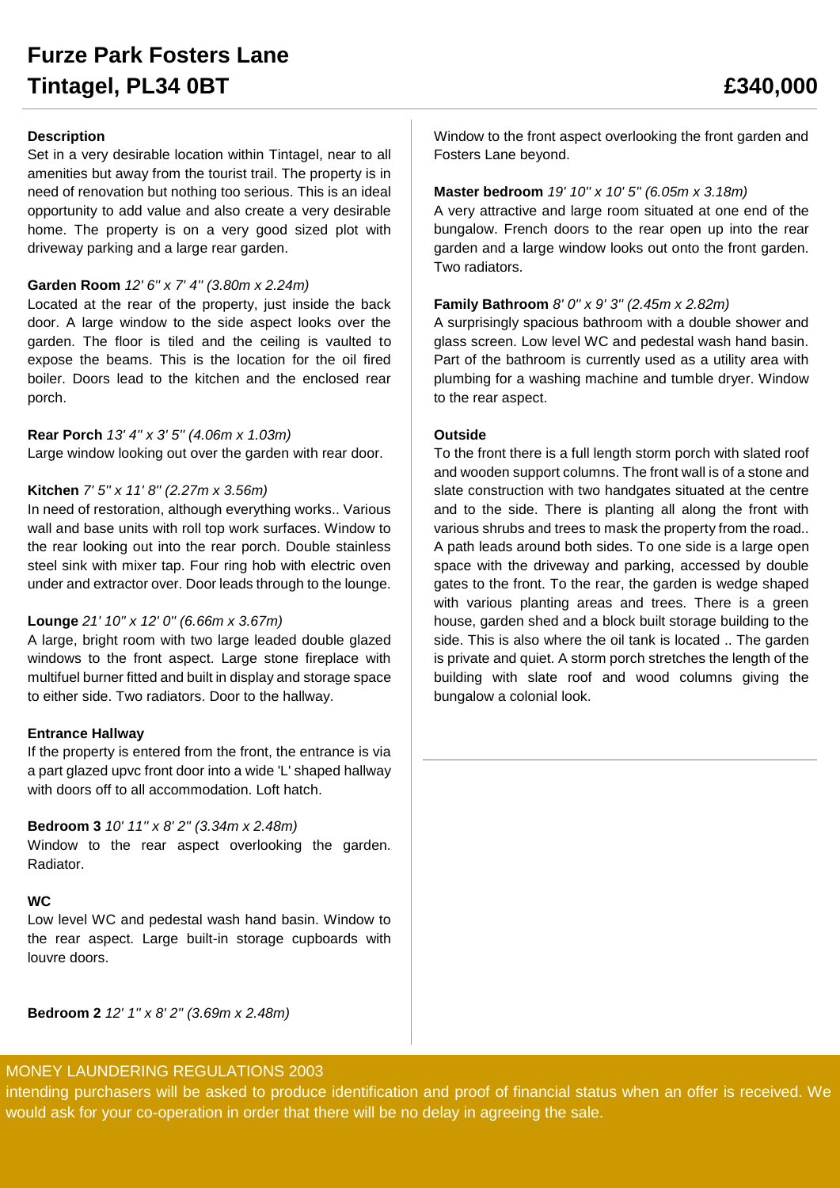# Furze Park Fosters Lane
# Tintagel, PL34 0BT

**£340,000**

**Description**

Set in a very desirable location within Tintagel, near to all amenities but away from the tourist trail. The property is in need of renovation but nothing too serious. This is an ideal opportunity to add value and also create a very desirable home. The property is on a very good sized plot with driveway parking and a large rear garden.

**Garden Room** *12' 6'' x 7' 4'' (3.80m x 2.24m)*

Located at the rear of the property, just inside the back door. A large window to the side aspect looks over the garden. The floor is tiled and the ceiling is vaulted to expose the beams. This is the location for the oil fired boiler. Doors lead to the kitchen and the enclosed rear porch.

**Rear Porch** *13' 4'' x 3' 5'' (4.06m x 1.03m)*

Large window looking out over the garden with rear door.

**Kitchen** *7' 5'' x 11' 8'' (2.27m x 3.56m)*

In need of restoration, although everything works.. Various wall and base units with roll top work surfaces. Window to the rear looking out into the rear porch. Double stainless steel sink with mixer tap. Four ring hob with electric oven under and extractor over. Door leads through to the lounge.

**Lounge** *21' 10'' x 12' 0'' (6.66m x 3.67m)*

A large, bright room with two large leaded double glazed windows to the front aspect. Large stone fireplace with multifuel burner fitted and built in display and storage space to either side. Two radiators. Door to the hallway.

**Entrance Hallway**

If the property is entered from the front, the entrance is via a part glazed upvc front door into a wide 'L' shaped hallway with doors off to all accommodation. Loft hatch.

**Bedroom 3** *10' 11'' x 8' 2'' (3.34m x 2.48m)*

Window to the rear aspect overlooking the garden. Radiator.

**WC**

Low level WC and pedestal wash hand basin. Window to the rear aspect. Large built-in storage cupboards with louvre doors.

**Bedroom 2** *12' 1'' x 8' 2'' (3.69m x 2.48m)*

Window to the front aspect overlooking the front garden and Fosters Lane beyond.

**Master bedroom** *19' 10'' x 10' 5'' (6.05m x 3.18m)*

A very attractive and large room situated at one end of the bungalow. French doors to the rear open up into the rear garden and a large window looks out onto the front garden. Two radiators.

**Family Bathroom** *8' 0'' x 9' 3'' (2.45m x 2.82m)*

A surprisingly spacious bathroom with a double shower and glass screen. Low level WC and pedestal wash hand basin. Part of the bathroom is currently used as a utility area with plumbing for a washing machine and tumble dryer. Window to the rear aspect.

**Outside**

To the front there is a full length storm porch with slated roof and wooden support columns. The front wall is of a stone and slate construction with two handgates situated at the centre and to the side. There is planting all along the front with various shrubs and trees to mask the property from the road.. A path leads around both sides. To one side is a large open space with the driveway and parking, accessed by double gates to the front. To the rear, the garden is wedge shaped with various planting areas and trees. There is a green house, garden shed and a block built storage building to the side. This is also where the oil tank is located .. The garden is private and quiet. A storm porch stretches the length of the building with slate roof and wood columns giving the bungalow a colonial look.

MONEY LAUNDERING REGULATIONS 2003

intending purchasers will be asked to produce identification and proof of financial status when an offer is received. We would ask for your co-operation in order that there will be no delay in agreeing the sale.